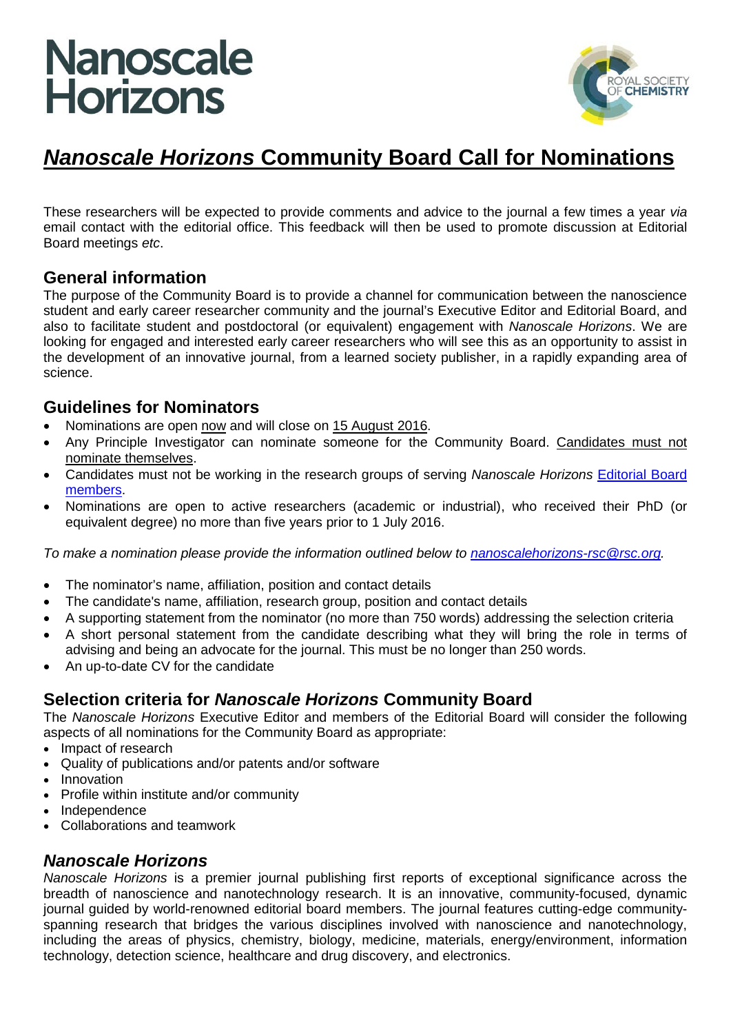# Nanoscale Horizons

## *Nanoscale Horizons* Community Board Call for Nominations

These researchers will be expected to provide comments and advice to the journal a few times a year *via* email contact with the editorial office. This feedback will then be used to promote discussion at Editorial Board meetings *etc*.

### General information

The purpose of the Community Board is to provide a channel for communication between the nanoscience student and early career researcher community and the journal's Executive Editor and Editorial Board, and also to facilitate student and postdoctoral (or equivalent) engagement with *Nanoscale Horizons*. We are looking for engaged and interested early career researchers who will see this as an opportunity to assist in the development of an innovative journal, from a learned society publisher, in a rapidly expanding area of science.

### Guidelines for Nominators

- Nominations are open now and will close on 15 August 2016.
- Any Principle Investigator can nominate someone for the Community Board. Candidates must not nominate themselves.
- Candidates must not be working in the research groups of serving *Nanoscale Horizons* Editorial Board members.
- Nominations are open to active researchers (academic or industrial), who received their PhD (or equivalent degree) no more than five years prior to 1 July 2016.

*To make a nomination please provide the information outlined below to nanoscalehorizons-rsc@rsc.org.*

- The nominator's name, affiliation, position and contact details
- The candidate's name, affiliation, research group, position and contact details
- A supporting statement from the nominator (no more than 750 words) addressing the selection criteria
- A short personal statement from the candidate describing what they will bring the role in terms of advising and being an advocate for the journal. This must be no longer than 250 words.
- An up-to-date CV for the candidate

### Selection criteria for *Nanoscale Horizons* Community Board

The *Nanoscale Horizons* Executive Editor and members of the Editorial Board will consider the following aspects of all nominations for the Community Board as appropriate:

- Impact of research
- Quality of publications and/or patents and/or software
- Innovation
- Profile within institute and/or community
- Independence
- Collaborations and teamwork

### *Nanoscale Horizons*

*Nanoscale Horizons* is a premier journal publishing first reports of exceptional significance across the breadth of nanoscience and nanotechnology research. It is an innovative, community-focused, dynamic journal guided by world-renowned editorial board members. The journal features cutting-edge community-spanning research that bridges the various disciplines involved with nanoscience and nanotechnology, including the areas of physics, chemistry, biology, medicine, materials, energy/environment, information technology, detection science, healthcare and drug discovery, and electronics.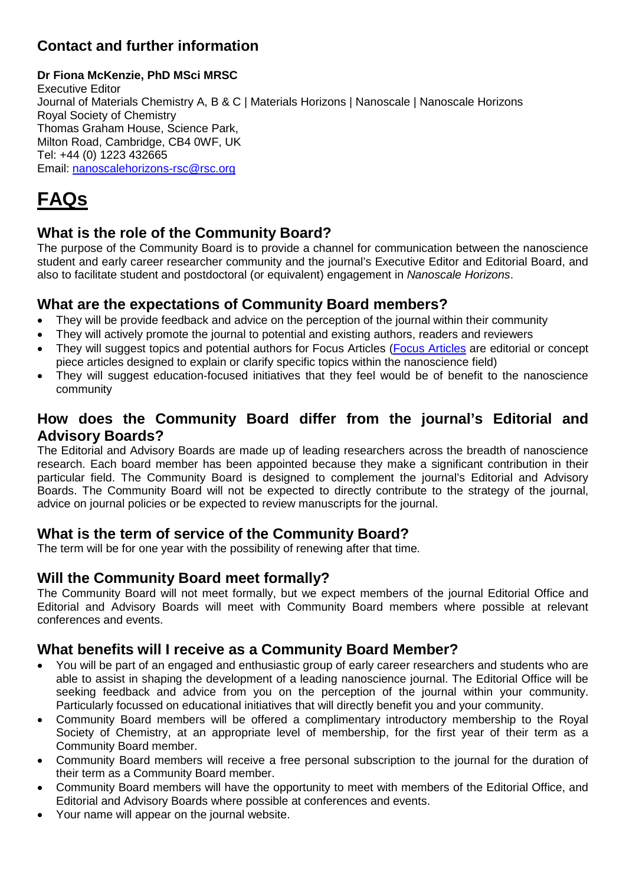## Contact and further information

**Dr Fiona McKenzie, PhD MSci MRSC**
Executive Editor
Journal of Materials Chemistry A, B & C | Materials Horizons | Nanoscale | Nanoscale Horizons
Royal Society of Chemistry
Thomas Graham House, Science Park,
Milton Road, Cambridge, CB4 0WF, UK
Tel: +44 (0) 1223 432665
Email: [nanoscalehorizons-rsc@rsc.org](mailto:nanoscalehorizons-rsc@rsc.org)

# FAQs

### What is the role of the Community Board?

The purpose of the Community Board is to provide a channel for communication between the nanoscience student and early career researcher community and the journal's Executive Editor and Editorial Board, and also to facilitate student and postdoctoral (or equivalent) engagement in *Nanoscale Horizons*.

### What are the expectations of Community Board members?

- They will be provide feedback and advice on the perception of the journal within their community
- They will actively promote the journal to potential and existing authors, readers and reviewers
- They will suggest topics and potential authors for Focus Articles (Focus Articles are editorial or concept piece articles designed to explain or clarify specific topics within the nanoscience field)
- They will suggest education-focused initiatives that they feel would be of benefit to the nanoscience community

### How does the Community Board differ from the journal's Editorial and Advisory Boards?

The Editorial and Advisory Boards are made up of leading researchers across the breadth of nanoscience research. Each board member has been appointed because they make a significant contribution in their particular field. The Community Board is designed to complement the journal's Editorial and Advisory Boards. The Community Board will not be expected to directly contribute to the strategy of the journal, advice on journal policies or be expected to review manuscripts for the journal.

### What is the term of service of the Community Board?

The term will be for one year with the possibility of renewing after that time.

### Will the Community Board meet formally?

The Community Board will not meet formally, but we expect members of the journal Editorial Office and Editorial and Advisory Boards will meet with Community Board members where possible at relevant conferences and events.

### What benefits will I receive as a Community Board Member?

- You will be part of an engaged and enthusiastic group of early career researchers and students who are able to assist in shaping the development of a leading nanoscience journal. The Editorial Office will be seeking feedback and advice from you on the perception of the journal within your community. Particularly focussed on educational initiatives that will directly benefit you and your community.
- Community Board members will be offered a complimentary introductory membership to the Royal Society of Chemistry, at an appropriate level of membership, for the first year of their term as a Community Board member.
- Community Board members will receive a free personal subscription to the journal for the duration of their term as a Community Board member.
- Community Board members will have the opportunity to meet with members of the Editorial Office, and Editorial and Advisory Boards where possible at conferences and events.
- Your name will appear on the journal website.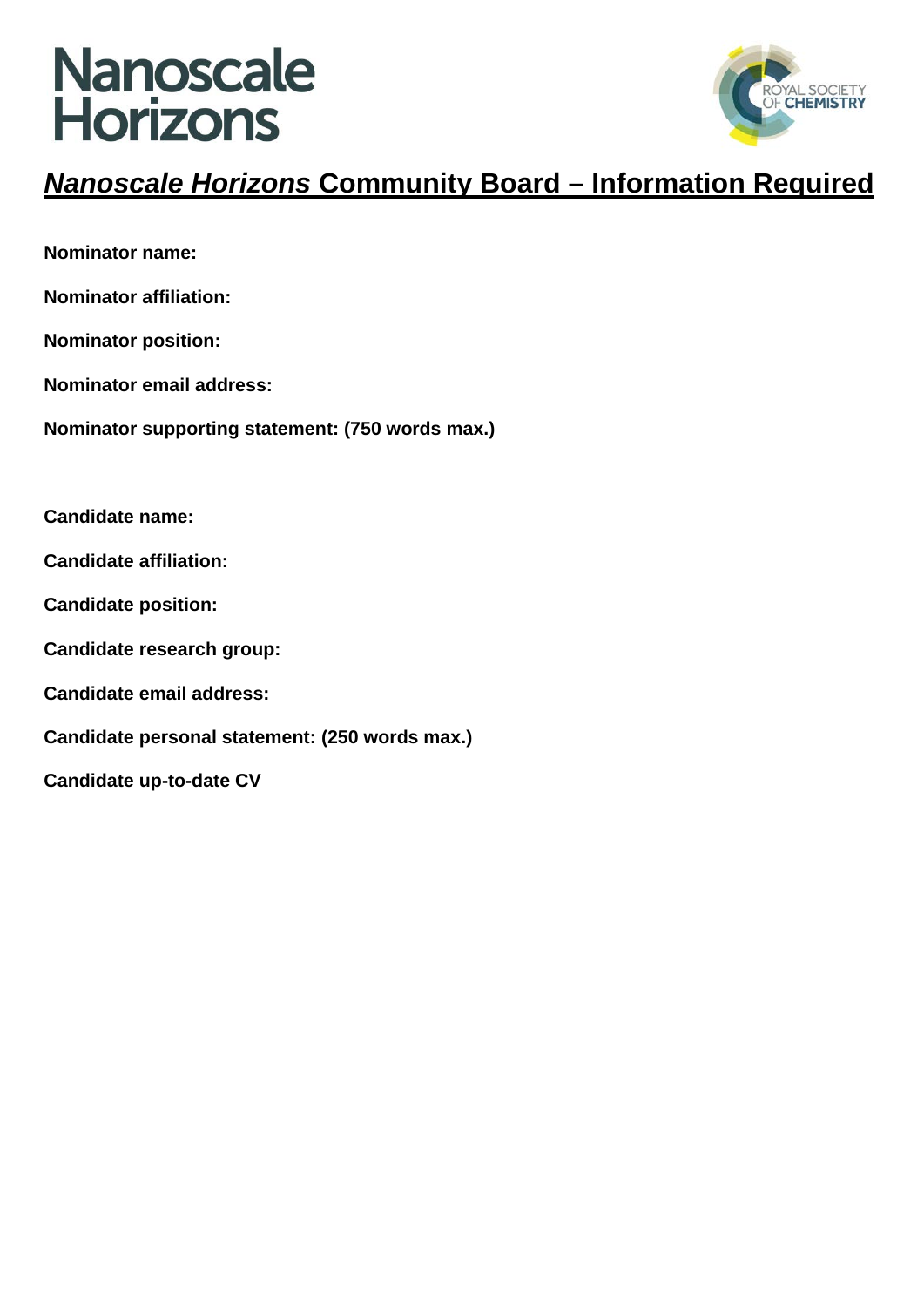Nanoscale Horizons

ROYAL SOCIETY OF CHEMISTRY

# ***Nanoscale Horizons*** **Community Board – Information Required**

**Nominator name:**

**Nominator affiliation:**

**Nominator position:**

**Nominator email address:**

**Nominator supporting statement: (750 words max.)**

**Candidate name:**

**Candidate affiliation:**

**Candidate position:**

**Candidate research group:**

**Candidate email address:**

**Candidate personal statement: (250 words max.)**

**Candidate up-to-date CV**